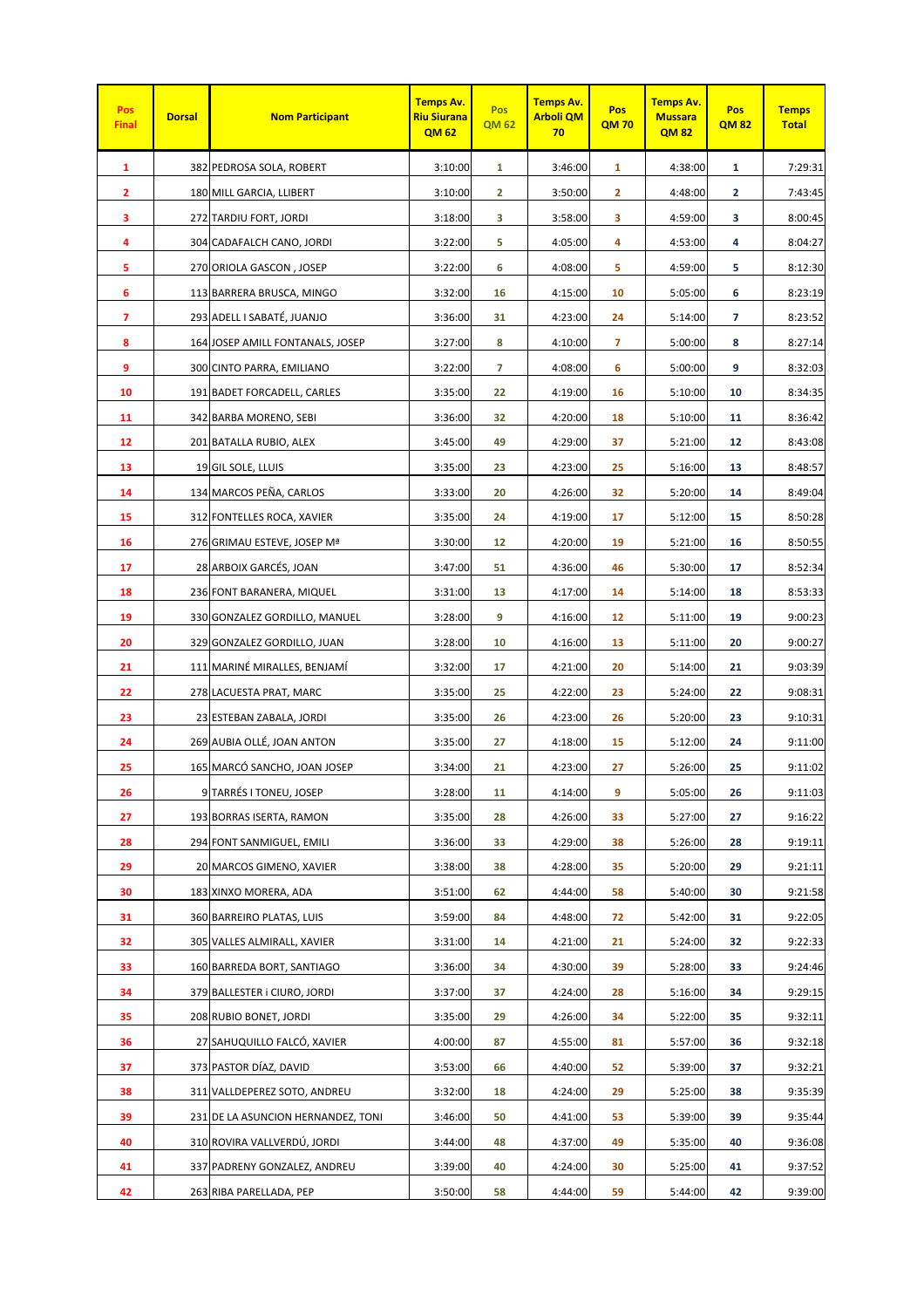| Pos Final | Dorsal | Nom Participant | Temps Av. Riu Siurana QM 62 | Pos QM 62 | Temps Av. Arboli QM 70 | Pos QM 70 | Temps Av. Mussara QM 82 | Pos QM 82 | Temps Total |
|---|---|---|---|---|---|---|---|---|---|
| 1 | 382 | PEDROSA SOLA, ROBERT | 3:10:00 | 1 | 3:46:00 | 1 | 4:38:00 | 1 | 7:29:31 |
| 2 | 180 | MILL GARCIA, LLIBERT | 3:10:00 | 2 | 3:50:00 | 2 | 4:48:00 | 2 | 7:43:45 |
| 3 | 272 | TARDIU FORT, JORDI | 3:18:00 | 3 | 3:58:00 | 3 | 4:59:00 | 3 | 8:00:45 |
| 4 | 304 | CADAFALCH CANO, JORDI | 3:22:00 | 5 | 4:05:00 | 4 | 4:53:00 | 4 | 8:04:27 |
| 5 | 270 | ORIOLA GASCON , JOSEP | 3:22:00 | 6 | 4:08:00 | 5 | 4:59:00 | 5 | 8:12:30 |
| 6 | 113 | BARRERA BRUSCA, MINGO | 3:32:00 | 16 | 4:15:00 | 10 | 5:05:00 | 6 | 8:23:19 |
| 7 | 293 | ADELL I SABATÉ, JUANJO | 3:36:00 | 31 | 4:23:00 | 24 | 5:14:00 | 7 | 8:23:52 |
| 8 | 164 | JOSEP AMILL FONTANALS, JOSEP | 3:27:00 | 8 | 4:10:00 | 7 | 5:00:00 | 8 | 8:27:14 |
| 9 | 300 | CINTO PARRA, EMILIANO | 3:22:00 | 7 | 4:08:00 | 6 | 5:00:00 | 9 | 8:32:03 |
| 10 | 191 | BADET FORCADELL, CARLES | 3:35:00 | 22 | 4:19:00 | 16 | 5:10:00 | 10 | 8:34:35 |
| 11 | 342 | BARBA MORENO, SEBI | 3:36:00 | 32 | 4:20:00 | 18 | 5:10:00 | 11 | 8:36:42 |
| 12 | 201 | BATALLA RUBIO, ALEX | 3:45:00 | 49 | 4:29:00 | 37 | 5:21:00 | 12 | 8:43:08 |
| 13 | 19 | GIL SOLE, LLUIS | 3:35:00 | 23 | 4:23:00 | 25 | 5:16:00 | 13 | 8:48:57 |
| 14 | 134 | MARCOS PEÑA, CARLOS | 3:33:00 | 20 | 4:26:00 | 32 | 5:20:00 | 14 | 8:49:04 |
| 15 | 312 | FONTELLES ROCA, XAVIER | 3:35:00 | 24 | 4:19:00 | 17 | 5:12:00 | 15 | 8:50:28 |
| 16 | 276 | GRIMAU ESTEVE, JOSEP Mª | 3:30:00 | 12 | 4:20:00 | 19 | 5:21:00 | 16 | 8:50:55 |
| 17 | 28 | ARBOIX GARCÉS, JOAN | 3:47:00 | 51 | 4:36:00 | 46 | 5:30:00 | 17 | 8:52:34 |
| 18 | 236 | FONT BARANERA, MIQUEL | 3:31:00 | 13 | 4:17:00 | 14 | 5:14:00 | 18 | 8:53:33 |
| 19 | 330 | GONZALEZ GORDILLO, MANUEL | 3:28:00 | 9 | 4:16:00 | 12 | 5:11:00 | 19 | 9:00:23 |
| 20 | 329 | GONZALEZ GORDILLO, JUAN | 3:28:00 | 10 | 4:16:00 | 13 | 5:11:00 | 20 | 9:00:27 |
| 21 | 111 | MARINÉ MIRALLES, BENJAMÍ | 3:32:00 | 17 | 4:21:00 | 20 | 5:14:00 | 21 | 9:03:39 |
| 22 | 278 | LACUESTA PRAT, MARC | 3:35:00 | 25 | 4:22:00 | 23 | 5:24:00 | 22 | 9:08:31 |
| 23 | 23 | ESTEBAN ZABALA, JORDI | 3:35:00 | 26 | 4:23:00 | 26 | 5:20:00 | 23 | 9:10:31 |
| 24 | 269 | AUBIA OLLÉ, JOAN ANTON | 3:35:00 | 27 | 4:18:00 | 15 | 5:12:00 | 24 | 9:11:00 |
| 25 | 165 | MARCÓ SANCHO, JOAN JOSEP | 3:34:00 | 21 | 4:23:00 | 27 | 5:26:00 | 25 | 9:11:02 |
| 26 | 9 | TARRÉS I TONEU, JOSEP | 3:28:00 | 11 | 4:14:00 | 9 | 5:05:00 | 26 | 9:11:03 |
| 27 | 193 | BORRAS ISERTA, RAMON | 3:35:00 | 28 | 4:26:00 | 33 | 5:27:00 | 27 | 9:16:22 |
| 28 | 294 | FONT SANMIGUEL, EMILI | 3:36:00 | 33 | 4:29:00 | 38 | 5:26:00 | 28 | 9:19:11 |
| 29 | 20 | MARCOS GIMENO, XAVIER | 3:38:00 | 38 | 4:28:00 | 35 | 5:20:00 | 29 | 9:21:11 |
| 30 | 183 | XINXO MORERA, ADA | 3:51:00 | 62 | 4:44:00 | 58 | 5:40:00 | 30 | 9:21:58 |
| 31 | 360 | BARREIRO PLATAS, LUIS | 3:59:00 | 84 | 4:48:00 | 72 | 5:42:00 | 31 | 9:22:05 |
| 32 | 305 | VALLES ALMIRALL, XAVIER | 3:31:00 | 14 | 4:21:00 | 21 | 5:24:00 | 32 | 9:22:33 |
| 33 | 160 | BARREDA BORT, SANTIAGO | 3:36:00 | 34 | 4:30:00 | 39 | 5:28:00 | 33 | 9:24:46 |
| 34 | 379 | BALLESTER i CIURO, JORDI | 3:37:00 | 37 | 4:24:00 | 28 | 5:16:00 | 34 | 9:29:15 |
| 35 | 208 | RUBIO BONET, JORDI | 3:35:00 | 29 | 4:26:00 | 34 | 5:22:00 | 35 | 9:32:11 |
| 36 | 27 | SAHUQUILLO FALCÓ, XAVIER | 4:00:00 | 87 | 4:55:00 | 81 | 5:57:00 | 36 | 9:32:18 |
| 37 | 373 | PASTOR DÍAZ, DAVID | 3:53:00 | 66 | 4:40:00 | 52 | 5:39:00 | 37 | 9:32:21 |
| 38 | 311 | VALLDEPEREZ SOTO, ANDREU | 3:32:00 | 18 | 4:24:00 | 29 | 5:25:00 | 38 | 9:35:39 |
| 39 | 231 | DE LA ASUNCION HERNANDEZ, TONI | 3:46:00 | 50 | 4:41:00 | 53 | 5:39:00 | 39 | 9:35:44 |
| 40 | 310 | ROVIRA VALLVERDÚ, JORDI | 3:44:00 | 48 | 4:37:00 | 49 | 5:35:00 | 40 | 9:36:08 |
| 41 | 337 | PADRENY GONZALEZ, ANDREU | 3:39:00 | 40 | 4:24:00 | 30 | 5:25:00 | 41 | 9:37:52 |
| 42 | 263 | RIBA PARELLADA, PEP | 3:50:00 | 58 | 4:44:00 | 59 | 5:44:00 | 42 | 9:39:00 |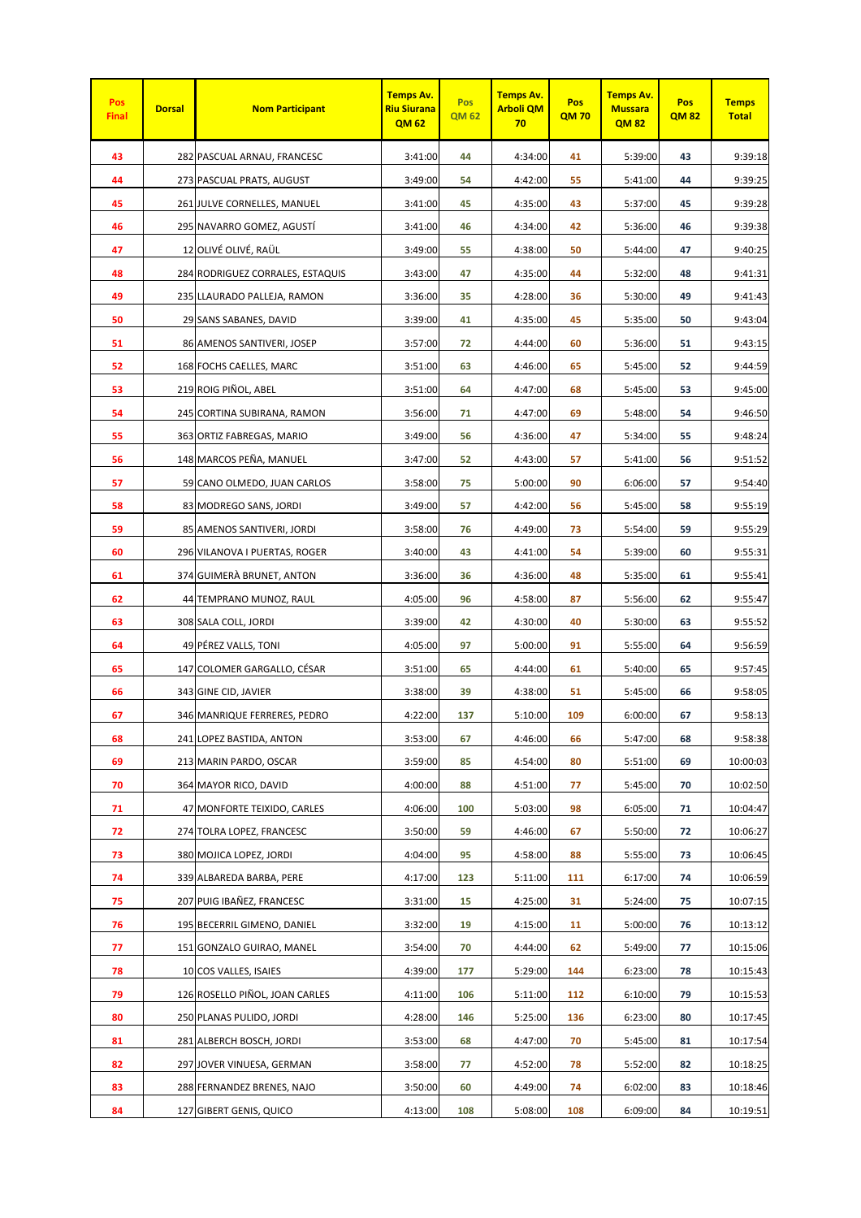| Pos Final | Dorsal | Nom Participant | Temps Av. Riu Siurana QM 62 | Pos QM 62 | Temps Av. Arboli QM 70 | Pos QM 70 | Temps Av. Mussara QM 82 | Pos QM 82 | Temps Total |
|---|---|---|---|---|---|---|---|---|---|
| 43 | 282 | PASCUAL ARNAU, FRANCESC | 3:41:00 | 44 | 4:34:00 | 41 | 5:39:00 | 43 | 9:39:18 |
| 44 | 273 | PASCUAL PRATS, AUGUST | 3:49:00 | 54 | 4:42:00 | 55 | 5:41:00 | 44 | 9:39:25 |
| 45 | 261 | JULVE CORNELLES, MANUEL | 3:41:00 | 45 | 4:35:00 | 43 | 5:37:00 | 45 | 9:39:28 |
| 46 | 295 | NAVARRO GOMEZ, AGUSTÍ | 3:41:00 | 46 | 4:34:00 | 42 | 5:36:00 | 46 | 9:39:38 |
| 47 | 12 | OLIVÉ OLIVÉ, RAÜL | 3:49:00 | 55 | 4:38:00 | 50 | 5:44:00 | 47 | 9:40:25 |
| 48 | 284 | RODRIGUEZ CORRALES, ESTAQUIS | 3:43:00 | 47 | 4:35:00 | 44 | 5:32:00 | 48 | 9:41:31 |
| 49 | 235 | LLAURADO PALLEJA, RAMON | 3:36:00 | 35 | 4:28:00 | 36 | 5:30:00 | 49 | 9:41:43 |
| 50 | 29 | SANS SABANES, DAVID | 3:39:00 | 41 | 4:35:00 | 45 | 5:35:00 | 50 | 9:43:04 |
| 51 | 86 | AMENOS SANTIVERI, JOSEP | 3:57:00 | 72 | 4:44:00 | 60 | 5:36:00 | 51 | 9:43:15 |
| 52 | 168 | FOCHS CAELLES, MARC | 3:51:00 | 63 | 4:46:00 | 65 | 5:45:00 | 52 | 9:44:59 |
| 53 | 219 | ROIG PIÑOL, ABEL | 3:51:00 | 64 | 4:47:00 | 68 | 5:45:00 | 53 | 9:45:00 |
| 54 | 245 | CORTINA SUBIRANA, RAMON | 3:56:00 | 71 | 4:47:00 | 69 | 5:48:00 | 54 | 9:46:50 |
| 55 | 363 | ORTIZ FABREGAS, MARIO | 3:49:00 | 56 | 4:36:00 | 47 | 5:34:00 | 55 | 9:48:24 |
| 56 | 148 | MARCOS PEÑA, MANUEL | 3:47:00 | 52 | 4:43:00 | 57 | 5:41:00 | 56 | 9:51:52 |
| 57 | 59 | CANO OLMEDO, JUAN CARLOS | 3:58:00 | 75 | 5:00:00 | 90 | 6:06:00 | 57 | 9:54:40 |
| 58 | 83 | MODREGO SANS, JORDI | 3:49:00 | 57 | 4:42:00 | 56 | 5:45:00 | 58 | 9:55:19 |
| 59 | 85 | AMENOS SANTIVERI, JORDI | 3:58:00 | 76 | 4:49:00 | 73 | 5:54:00 | 59 | 9:55:29 |
| 60 | 296 | VILANOVA I PUERTAS, ROGER | 3:40:00 | 43 | 4:41:00 | 54 | 5:39:00 | 60 | 9:55:31 |
| 61 | 374 | GUIMERÀ BRUNET, ANTON | 3:36:00 | 36 | 4:36:00 | 48 | 5:35:00 | 61 | 9:55:41 |
| 62 | 44 | TEMPRANO MUNOZ, RAUL | 4:05:00 | 96 | 4:58:00 | 87 | 5:56:00 | 62 | 9:55:47 |
| 63 | 308 | SALA COLL, JORDI | 3:39:00 | 42 | 4:30:00 | 40 | 5:30:00 | 63 | 9:55:52 |
| 64 | 49 | PÉREZ VALLS, TONI | 4:05:00 | 97 | 5:00:00 | 91 | 5:55:00 | 64 | 9:56:59 |
| 65 | 147 | COLOMER GARGALLO, CÉSAR | 3:51:00 | 65 | 4:44:00 | 61 | 5:40:00 | 65 | 9:57:45 |
| 66 | 343 | GINE CID, JAVIER | 3:38:00 | 39 | 4:38:00 | 51 | 5:45:00 | 66 | 9:58:05 |
| 67 | 346 | MANRIQUE FERRERES, PEDRO | 4:22:00 | 137 | 5:10:00 | 109 | 6:00:00 | 67 | 9:58:13 |
| 68 | 241 | LOPEZ BASTIDA, ANTON | 3:53:00 | 67 | 4:46:00 | 66 | 5:47:00 | 68 | 9:58:38 |
| 69 | 213 | MARIN PARDO, OSCAR | 3:59:00 | 85 | 4:54:00 | 80 | 5:51:00 | 69 | 10:00:03 |
| 70 | 364 | MAYOR RICO, DAVID | 4:00:00 | 88 | 4:51:00 | 77 | 5:45:00 | 70 | 10:02:50 |
| 71 | 47 | MONFORTE TEIXIDO, CARLES | 4:06:00 | 100 | 5:03:00 | 98 | 6:05:00 | 71 | 10:04:47 |
| 72 | 274 | TOLRA LOPEZ, FRANCESC | 3:50:00 | 59 | 4:46:00 | 67 | 5:50:00 | 72 | 10:06:27 |
| 73 | 380 | MOJICA LOPEZ, JORDI | 4:04:00 | 95 | 4:58:00 | 88 | 5:55:00 | 73 | 10:06:45 |
| 74 | 339 | ALBAREDA BARBA, PERE | 4:17:00 | 123 | 5:11:00 | 111 | 6:17:00 | 74 | 10:06:59 |
| 75 | 207 | PUIG IBAÑEZ, FRANCESC | 3:31:00 | 15 | 4:25:00 | 31 | 5:24:00 | 75 | 10:07:15 |
| 76 | 195 | BECERRIL GIMENO, DANIEL | 3:32:00 | 19 | 4:15:00 | 11 | 5:00:00 | 76 | 10:13:12 |
| 77 | 151 | GONZALO GUIRAO, MANEL | 3:54:00 | 70 | 4:44:00 | 62 | 5:49:00 | 77 | 10:15:06 |
| 78 | 10 | COS VALLES, ISAIES | 4:39:00 | 177 | 5:29:00 | 144 | 6:23:00 | 78 | 10:15:43 |
| 79 | 126 | ROSELLO PIÑOL, JOAN CARLES | 4:11:00 | 106 | 5:11:00 | 112 | 6:10:00 | 79 | 10:15:53 |
| 80 | 250 | PLANAS PULIDO, JORDI | 4:28:00 | 146 | 5:25:00 | 136 | 6:23:00 | 80 | 10:17:45 |
| 81 | 281 | ALBERCH BOSCH, JORDI | 3:53:00 | 68 | 4:47:00 | 70 | 5:45:00 | 81 | 10:17:54 |
| 82 | 297 | JOVER VINUESA, GERMAN | 3:58:00 | 77 | 4:52:00 | 78 | 5:52:00 | 82 | 10:18:25 |
| 83 | 288 | FERNANDEZ BRENES, NAJO | 3:50:00 | 60 | 4:49:00 | 74 | 6:02:00 | 83 | 10:18:46 |
| 84 | 127 | GIBERT GENIS, QUICO | 4:13:00 | 108 | 5:08:00 | 108 | 6:09:00 | 84 | 10:19:51 |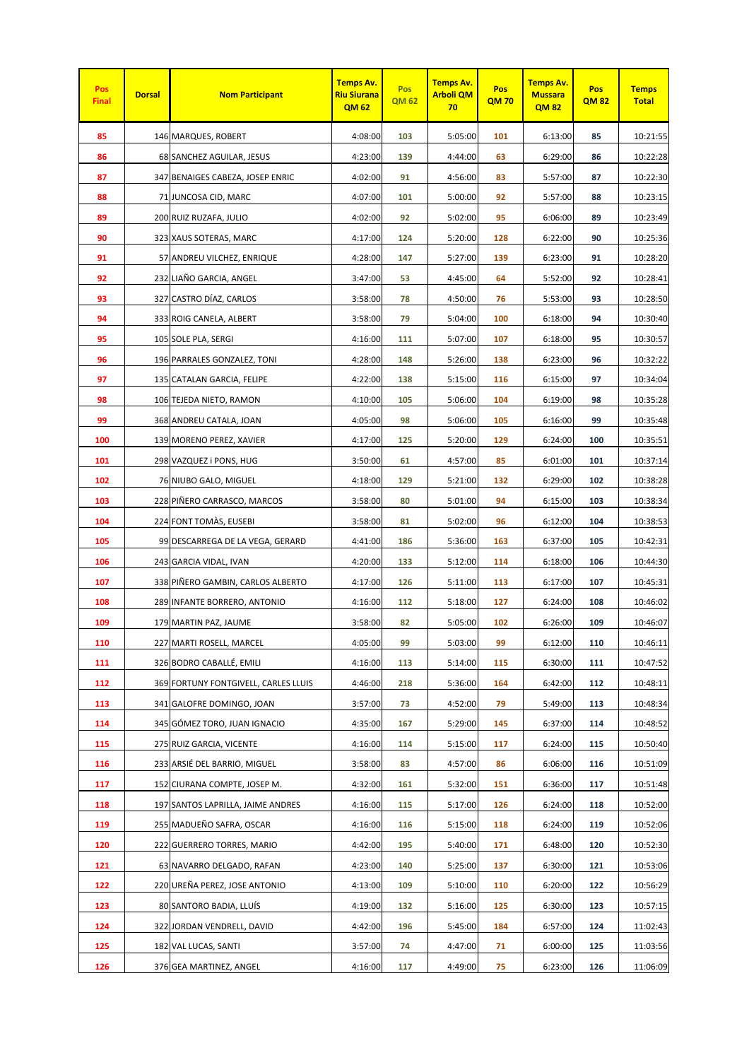| Pos Final | Dorsal | Nom Participant | Temps Av. Riu Siurana QM 62 | Pos QM 62 | Temps Av. Arboli QM 70 | Pos QM 70 | Temps Av. Mussara QM 82 | Pos QM 82 | Temps Total |
|---|---|---|---|---|---|---|---|---|---|
| 85 | 146 | MARQUES, ROBERT | 4:08:00 | 103 | 5:05:00 | 101 | 6:13:00 | 85 | 10:21:55 |
| 86 | 68 | SANCHEZ AGUILAR, JESUS | 4:23:00 | 139 | 4:44:00 | 63 | 6:29:00 | 86 | 10:22:28 |
| 87 | 347 | BENAIGES CABEZA, JOSEP ENRIC | 4:02:00 | 91 | 4:56:00 | 83 | 5:57:00 | 87 | 10:22:30 |
| 88 | 71 | JUNCOSA CID, MARC | 4:07:00 | 101 | 5:00:00 | 92 | 5:57:00 | 88 | 10:23:15 |
| 89 | 200 | RUIZ RUZAFA, JULIO | 4:02:00 | 92 | 5:02:00 | 95 | 6:06:00 | 89 | 10:23:49 |
| 90 | 323 | XAUS SOTERAS, MARC | 4:17:00 | 124 | 5:20:00 | 128 | 6:22:00 | 90 | 10:25:36 |
| 91 | 57 | ANDREU VILCHEZ, ENRIQUE | 4:28:00 | 147 | 5:27:00 | 139 | 6:23:00 | 91 | 10:28:20 |
| 92 | 232 | LIAÑO GARCIA, ANGEL | 3:47:00 | 53 | 4:45:00 | 64 | 5:52:00 | 92 | 10:28:41 |
| 93 | 327 | CASTRO DÍAZ, CARLOS | 3:58:00 | 78 | 4:50:00 | 76 | 5:53:00 | 93 | 10:28:50 |
| 94 | 333 | ROIG CANELA, ALBERT | 3:58:00 | 79 | 5:04:00 | 100 | 6:18:00 | 94 | 10:30:40 |
| 95 | 105 | SOLE PLA, SERGI | 4:16:00 | 111 | 5:07:00 | 107 | 6:18:00 | 95 | 10:30:57 |
| 96 | 196 | PARRALES GONZALEZ, TONI | 4:28:00 | 148 | 5:26:00 | 138 | 6:23:00 | 96 | 10:32:22 |
| 97 | 135 | CATALAN GARCIA, FELIPE | 4:22:00 | 138 | 5:15:00 | 116 | 6:15:00 | 97 | 10:34:04 |
| 98 | 106 | TEJEDA NIETO, RAMON | 4:10:00 | 105 | 5:06:00 | 104 | 6:19:00 | 98 | 10:35:28 |
| 99 | 368 | ANDREU CATALA, JOAN | 4:05:00 | 98 | 5:06:00 | 105 | 6:16:00 | 99 | 10:35:48 |
| 100 | 139 | MORENO PEREZ, XAVIER | 4:17:00 | 125 | 5:20:00 | 129 | 6:24:00 | 100 | 10:35:51 |
| 101 | 298 | VAZQUEZ i PONS, HUG | 3:50:00 | 61 | 4:57:00 | 85 | 6:01:00 | 101 | 10:37:14 |
| 102 | 76 | NIUBO GALO, MIGUEL | 4:18:00 | 129 | 5:21:00 | 132 | 6:29:00 | 102 | 10:38:28 |
| 103 | 228 | PIÑERO CARRASCO, MARCOS | 3:58:00 | 80 | 5:01:00 | 94 | 6:15:00 | 103 | 10:38:34 |
| 104 | 224 | FONT TOMÀS, EUSEBI | 3:58:00 | 81 | 5:02:00 | 96 | 6:12:00 | 104 | 10:38:53 |
| 105 | 99 | DESCARREGA DE LA VEGA, GERARD | 4:41:00 | 186 | 5:36:00 | 163 | 6:37:00 | 105 | 10:42:31 |
| 106 | 243 | GARCIA VIDAL, IVAN | 4:20:00 | 133 | 5:12:00 | 114 | 6:18:00 | 106 | 10:44:30 |
| 107 | 338 | PIÑERO GAMBIN, CARLOS ALBERTO | 4:17:00 | 126 | 5:11:00 | 113 | 6:17:00 | 107 | 10:45:31 |
| 108 | 289 | INFANTE BORRERO, ANTONIO | 4:16:00 | 112 | 5:18:00 | 127 | 6:24:00 | 108 | 10:46:02 |
| 109 | 179 | MARTIN PAZ, JAUME | 3:58:00 | 82 | 5:05:00 | 102 | 6:26:00 | 109 | 10:46:07 |
| 110 | 227 | MARTI ROSELL, MARCEL | 4:05:00 | 99 | 5:03:00 | 99 | 6:12:00 | 110 | 10:46:11 |
| 111 | 326 | BODRO CABALLÉ, EMILI | 4:16:00 | 113 | 5:14:00 | 115 | 6:30:00 | 111 | 10:47:52 |
| 112 | 369 | FORTUNY FONTGIVELL, CARLES LLUIS | 4:46:00 | 218 | 5:36:00 | 164 | 6:42:00 | 112 | 10:48:11 |
| 113 | 341 | GALOFRE DOMINGO, JOAN | 3:57:00 | 73 | 4:52:00 | 79 | 5:49:00 | 113 | 10:48:34 |
| 114 | 345 | GÓMEZ TORO, JUAN IGNACIO | 4:35:00 | 167 | 5:29:00 | 145 | 6:37:00 | 114 | 10:48:52 |
| 115 | 275 | RUIZ GARCIA, VICENTE | 4:16:00 | 114 | 5:15:00 | 117 | 6:24:00 | 115 | 10:50:40 |
| 116 | 233 | ARSIÉ DEL BARRIO, MIGUEL | 3:58:00 | 83 | 4:57:00 | 86 | 6:06:00 | 116 | 10:51:09 |
| 117 | 152 | CIURANA COMPTE, JOSEP M. | 4:32:00 | 161 | 5:32:00 | 151 | 6:36:00 | 117 | 10:51:48 |
| 118 | 197 | SANTOS LAPRILLA, JAIME ANDRES | 4:16:00 | 115 | 5:17:00 | 126 | 6:24:00 | 118 | 10:52:00 |
| 119 | 255 | MADUEÑO SAFRA, OSCAR | 4:16:00 | 116 | 5:15:00 | 118 | 6:24:00 | 119 | 10:52:06 |
| 120 | 222 | GUERRERO TORRES, MARIO | 4:42:00 | 195 | 5:40:00 | 171 | 6:48:00 | 120 | 10:52:30 |
| 121 | 63 | NAVARRO DELGADO, RAFAN | 4:23:00 | 140 | 5:25:00 | 137 | 6:30:00 | 121 | 10:53:06 |
| 122 | 220 | UREÑA PEREZ, JOSE ANTONIO | 4:13:00 | 109 | 5:10:00 | 110 | 6:20:00 | 122 | 10:56:29 |
| 123 | 80 | SANTORO BADIA, LLUÍS | 4:19:00 | 132 | 5:16:00 | 125 | 6:30:00 | 123 | 10:57:15 |
| 124 | 322 | JORDAN VENDRELL, DAVID | 4:42:00 | 196 | 5:45:00 | 184 | 6:57:00 | 124 | 11:02:43 |
| 125 | 182 | VAL LUCAS, SANTI | 3:57:00 | 74 | 4:47:00 | 71 | 6:00:00 | 125 | 11:03:56 |
| 126 | 376 | GEA MARTINEZ, ANGEL | 4:16:00 | 117 | 4:49:00 | 75 | 6:23:00 | 126 | 11:06:09 |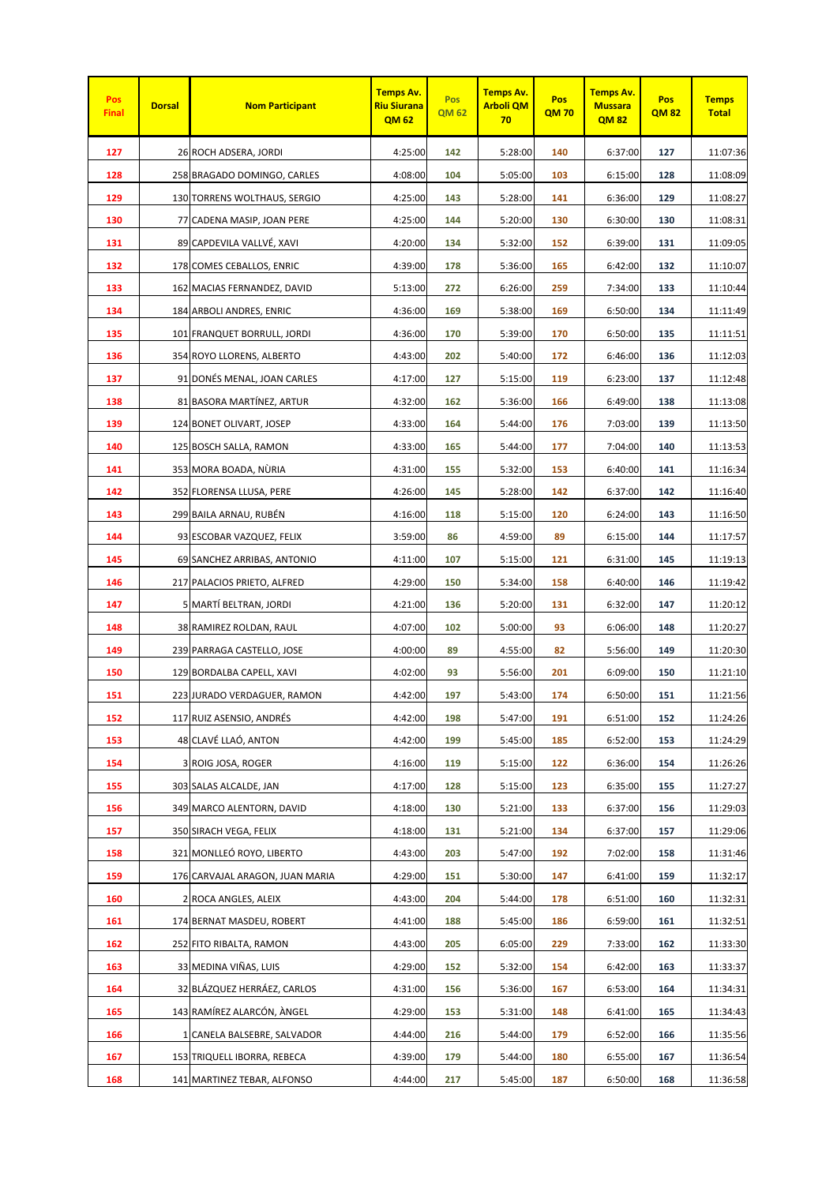| Pos Final | Dorsal | Nom Participant | Temps Av. Riu Siurana QM 62 | Pos QM 62 | Temps Av. Arboli QM 70 | Pos QM 70 | Temps Av. Mussara QM 82 | Pos QM 82 | Temps Total |
|---|---|---|---|---|---|---|---|---|---|
| 127 | 26 | ROCH ADSERA, JORDI | 4:25:00 | 142 | 5:28:00 | 140 | 6:37:00 | 127 | 11:07:36 |
| 128 | 258 | BRAGADO DOMINGO, CARLES | 4:08:00 | 104 | 5:05:00 | 103 | 6:15:00 | 128 | 11:08:09 |
| 129 | 130 | TORRENS WOLTHAUS, SERGIO | 4:25:00 | 143 | 5:28:00 | 141 | 6:36:00 | 129 | 11:08:27 |
| 130 | 77 | CADENA MASIP, JOAN PERE | 4:25:00 | 144 | 5:20:00 | 130 | 6:30:00 | 130 | 11:08:31 |
| 131 | 89 | CAPDEVILA VALLVÉ, XAVI | 4:20:00 | 134 | 5:32:00 | 152 | 6:39:00 | 131 | 11:09:05 |
| 132 | 178 | COMES CEBALLOS, ENRIC | 4:39:00 | 178 | 5:36:00 | 165 | 6:42:00 | 132 | 11:10:07 |
| 133 | 162 | MACIAS FERNANDEZ, DAVID | 5:13:00 | 272 | 6:26:00 | 259 | 7:34:00 | 133 | 11:10:44 |
| 134 | 184 | ARBOLI ANDRES, ENRIC | 4:36:00 | 169 | 5:38:00 | 169 | 6:50:00 | 134 | 11:11:49 |
| 135 | 101 | FRANQUET BORRULL, JORDI | 4:36:00 | 170 | 5:39:00 | 170 | 6:50:00 | 135 | 11:11:51 |
| 136 | 354 | ROYO LLORENS, ALBERTO | 4:43:00 | 202 | 5:40:00 | 172 | 6:46:00 | 136 | 11:12:03 |
| 137 | 91 | DONÉS MENAL, JOAN CARLES | 4:17:00 | 127 | 5:15:00 | 119 | 6:23:00 | 137 | 11:12:48 |
| 138 | 81 | BASORA MARTÍNEZ, ARTUR | 4:32:00 | 162 | 5:36:00 | 166 | 6:49:00 | 138 | 11:13:08 |
| 139 | 124 | BONET OLIVART, JOSEP | 4:33:00 | 164 | 5:44:00 | 176 | 7:03:00 | 139 | 11:13:50 |
| 140 | 125 | BOSCH SALLA, RAMON | 4:33:00 | 165 | 5:44:00 | 177 | 7:04:00 | 140 | 11:13:53 |
| 141 | 353 | MORA BOADA, NÙRIA | 4:31:00 | 155 | 5:32:00 | 153 | 6:40:00 | 141 | 11:16:34 |
| 142 | 352 | FLORENSA LLUSA, PERE | 4:26:00 | 145 | 5:28:00 | 142 | 6:37:00 | 142 | 11:16:40 |
| 143 | 299 | BAILA ARNAU, RUBÉN | 4:16:00 | 118 | 5:15:00 | 120 | 6:24:00 | 143 | 11:16:50 |
| 144 | 93 | ESCOBAR VAZQUEZ, FELIX | 3:59:00 | 86 | 4:59:00 | 89 | 6:15:00 | 144 | 11:17:57 |
| 145 | 69 | SANCHEZ ARRIBAS, ANTONIO | 4:11:00 | 107 | 5:15:00 | 121 | 6:31:00 | 145 | 11:19:13 |
| 146 | 217 | PALACIOS PRIETO, ALFRED | 4:29:00 | 150 | 5:34:00 | 158 | 6:40:00 | 146 | 11:19:42 |
| 147 | 5 | MARTÍ BELTRAN, JORDI | 4:21:00 | 136 | 5:20:00 | 131 | 6:32:00 | 147 | 11:20:12 |
| 148 | 38 | RAMIREZ ROLDAN, RAUL | 4:07:00 | 102 | 5:00:00 | 93 | 6:06:00 | 148 | 11:20:27 |
| 149 | 239 | PARRAGA CASTELLO, JOSE | 4:00:00 | 89 | 4:55:00 | 82 | 5:56:00 | 149 | 11:20:30 |
| 150 | 129 | BORDALBA CAPELL, XAVI | 4:02:00 | 93 | 5:56:00 | 201 | 6:09:00 | 150 | 11:21:10 |
| 151 | 223 | JURADO VERDAGUER, RAMON | 4:42:00 | 197 | 5:43:00 | 174 | 6:50:00 | 151 | 11:21:56 |
| 152 | 117 | RUIZ ASENSIO, ANDRÉS | 4:42:00 | 198 | 5:47:00 | 191 | 6:51:00 | 152 | 11:24:26 |
| 153 | 48 | CLAVÉ LLAÓ, ANTON | 4:42:00 | 199 | 5:45:00 | 185 | 6:52:00 | 153 | 11:24:29 |
| 154 | 3 | ROIG JOSA, ROGER | 4:16:00 | 119 | 5:15:00 | 122 | 6:36:00 | 154 | 11:26:26 |
| 155 | 303 | SALAS ALCALDE, JAN | 4:17:00 | 128 | 5:15:00 | 123 | 6:35:00 | 155 | 11:27:27 |
| 156 | 349 | MARCO ALENTORN, DAVID | 4:18:00 | 130 | 5:21:00 | 133 | 6:37:00 | 156 | 11:29:03 |
| 157 | 350 | SIRACH VEGA, FELIX | 4:18:00 | 131 | 5:21:00 | 134 | 6:37:00 | 157 | 11:29:06 |
| 158 | 321 | MONLLEÓ ROYO, LIBERTO | 4:43:00 | 203 | 5:47:00 | 192 | 7:02:00 | 158 | 11:31:46 |
| 159 | 176 | CARVAJAL ARAGON, JUAN MARIA | 4:29:00 | 151 | 5:30:00 | 147 | 6:41:00 | 159 | 11:32:17 |
| 160 | 2 | ROCA ANGLES, ALEIX | 4:43:00 | 204 | 5:44:00 | 178 | 6:51:00 | 160 | 11:32:31 |
| 161 | 174 | BERNAT MASDEU, ROBERT | 4:41:00 | 188 | 5:45:00 | 186 | 6:59:00 | 161 | 11:32:51 |
| 162 | 252 | FITO RIBALTA, RAMON | 4:43:00 | 205 | 6:05:00 | 229 | 7:33:00 | 162 | 11:33:30 |
| 163 | 33 | MEDINA VIÑAS, LUIS | 4:29:00 | 152 | 5:32:00 | 154 | 6:42:00 | 163 | 11:33:37 |
| 164 | 32 | BLÁZQUEZ HERRÁEZ, CARLOS | 4:31:00 | 156 | 5:36:00 | 167 | 6:53:00 | 164 | 11:34:31 |
| 165 | 143 | RAMÍREZ ALARCÓN, ÀNGEL | 4:29:00 | 153 | 5:31:00 | 148 | 6:41:00 | 165 | 11:34:43 |
| 166 | 1 | CANELA BALSEBRE, SALVADOR | 4:44:00 | 216 | 5:44:00 | 179 | 6:52:00 | 166 | 11:35:56 |
| 167 | 153 | TRIQUELL IBORRA, REBECA | 4:39:00 | 179 | 5:44:00 | 180 | 6:55:00 | 167 | 11:36:54 |
| 168 | 141 | MARTINEZ TEBAR, ALFONSO | 4:44:00 | 217 | 5:45:00 | 187 | 6:50:00 | 168 | 11:36:58 |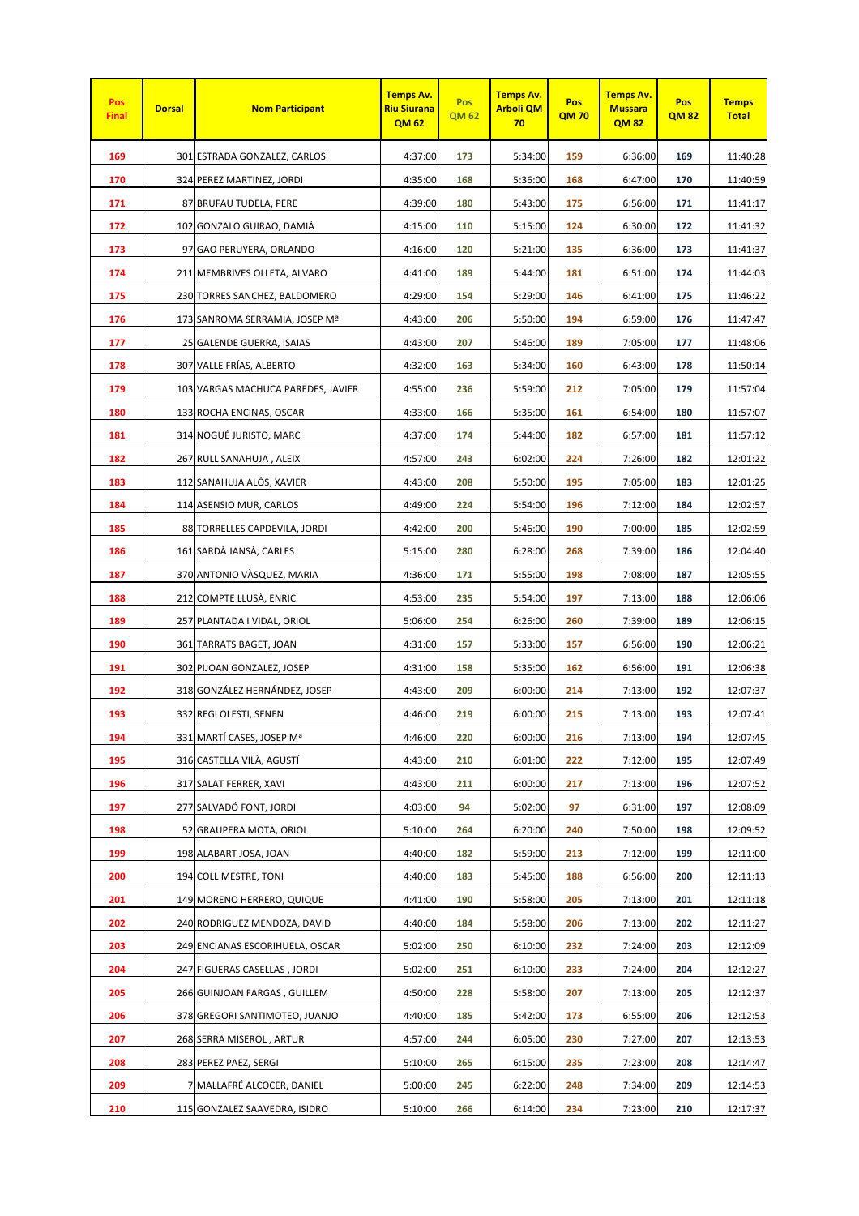| Pos Final | Dorsal | Nom Participant | Temps Av. Riu Siurana QM 62 | Pos QM 62 | Temps Av. Arboli QM 70 | Pos QM 70 | Temps Av. Mussara QM 82 | Pos QM 82 | Temps Total |
|---|---|---|---|---|---|---|---|---|---|
| 169 | 301 | ESTRADA GONZALEZ, CARLOS | 4:37:00 | 173 | 5:34:00 | 159 | 6:36:00 | 169 | 11:40:28 |
| 170 | 324 | PEREZ MARTINEZ, JORDI | 4:35:00 | 168 | 5:36:00 | 168 | 6:47:00 | 170 | 11:40:59 |
| 171 | 87 | BRUFAU TUDELA, PERE | 4:39:00 | 180 | 5:43:00 | 175 | 6:56:00 | 171 | 11:41:17 |
| 172 | 102 | GONZALO GUIRAO, DAMIÁ | 4:15:00 | 110 | 5:15:00 | 124 | 6:30:00 | 172 | 11:41:32 |
| 173 | 97 | GAO PERUYERA, ORLANDO | 4:16:00 | 120 | 5:21:00 | 135 | 6:36:00 | 173 | 11:41:37 |
| 174 | 211 | MEMBRIVES OLLETA, ALVARO | 4:41:00 | 189 | 5:44:00 | 181 | 6:51:00 | 174 | 11:44:03 |
| 175 | 230 | TORRES SANCHEZ, BALDOMERO | 4:29:00 | 154 | 5:29:00 | 146 | 6:41:00 | 175 | 11:46:22 |
| 176 | 173 | SANROMA SERRAMIA, JOSEP Mª | 4:43:00 | 206 | 5:50:00 | 194 | 6:59:00 | 176 | 11:47:47 |
| 177 | 25 | GALENDE GUERRA, ISAIAS | 4:43:00 | 207 | 5:46:00 | 189 | 7:05:00 | 177 | 11:48:06 |
| 178 | 307 | VALLE FRÍAS, ALBERTO | 4:32:00 | 163 | 5:34:00 | 160 | 6:43:00 | 178 | 11:50:14 |
| 179 | 103 | VARGAS MACHUCA PAREDES, JAVIER | 4:55:00 | 236 | 5:59:00 | 212 | 7:05:00 | 179 | 11:57:04 |
| 180 | 133 | ROCHA ENCINAS, OSCAR | 4:33:00 | 166 | 5:35:00 | 161 | 6:54:00 | 180 | 11:57:07 |
| 181 | 314 | NOGUÉ JURISTO, MARC | 4:37:00 | 174 | 5:44:00 | 182 | 6:57:00 | 181 | 11:57:12 |
| 182 | 267 | RULL SANAHUJA , ALEIX | 4:57:00 | 243 | 6:02:00 | 224 | 7:26:00 | 182 | 12:01:22 |
| 183 | 112 | SANAHUJA ALÓS, XAVIER | 4:43:00 | 208 | 5:50:00 | 195 | 7:05:00 | 183 | 12:01:25 |
| 184 | 114 | ASENSIO MUR, CARLOS | 4:49:00 | 224 | 5:54:00 | 196 | 7:12:00 | 184 | 12:02:57 |
| 185 | 88 | TORRELLES CAPDEVILA, JORDI | 4:42:00 | 200 | 5:46:00 | 190 | 7:00:00 | 185 | 12:02:59 |
| 186 | 161 | SARDÀ JANSÀ, CARLES | 5:15:00 | 280 | 6:28:00 | 268 | 7:39:00 | 186 | 12:04:40 |
| 187 | 370 | ANTONIO VÀSQUEZ, MARIA | 4:36:00 | 171 | 5:55:00 | 198 | 7:08:00 | 187 | 12:05:55 |
| 188 | 212 | COMPTE LLUSÀ, ENRIC | 4:53:00 | 235 | 5:54:00 | 197 | 7:13:00 | 188 | 12:06:06 |
| 189 | 257 | PLANTADA I VIDAL, ORIOL | 5:06:00 | 254 | 6:26:00 | 260 | 7:39:00 | 189 | 12:06:15 |
| 190 | 361 | TARRATS BAGET, JOAN | 4:31:00 | 157 | 5:33:00 | 157 | 6:56:00 | 190 | 12:06:21 |
| 191 | 302 | PIJOAN GONZALEZ, JOSEP | 4:31:00 | 158 | 5:35:00 | 162 | 6:56:00 | 191 | 12:06:38 |
| 192 | 318 | GONZÁLEZ HERNÁNDEZ, JOSEP | 4:43:00 | 209 | 6:00:00 | 214 | 7:13:00 | 192 | 12:07:37 |
| 193 | 332 | REGI OLESTI, SENEN | 4:46:00 | 219 | 6:00:00 | 215 | 7:13:00 | 193 | 12:07:41 |
| 194 | 331 | MARTÍ CASES, JOSEP Mª | 4:46:00 | 220 | 6:00:00 | 216 | 7:13:00 | 194 | 12:07:45 |
| 195 | 316 | CASTELLA VILÀ, AGUSTÍ | 4:43:00 | 210 | 6:01:00 | 222 | 7:12:00 | 195 | 12:07:49 |
| 196 | 317 | SALAT FERRER, XAVI | 4:43:00 | 211 | 6:00:00 | 217 | 7:13:00 | 196 | 12:07:52 |
| 197 | 277 | SALVADÓ FONT, JORDI | 4:03:00 | 94 | 5:02:00 | 97 | 6:31:00 | 197 | 12:08:09 |
| 198 | 52 | GRAUPERA MOTA, ORIOL | 5:10:00 | 264 | 6:20:00 | 240 | 7:50:00 | 198 | 12:09:52 |
| 199 | 198 | ALABART JOSA, JOAN | 4:40:00 | 182 | 5:59:00 | 213 | 7:12:00 | 199 | 12:11:00 |
| 200 | 194 | COLL MESTRE, TONI | 4:40:00 | 183 | 5:45:00 | 188 | 6:56:00 | 200 | 12:11:13 |
| 201 | 149 | MORENO HERRERO, QUIQUE | 4:41:00 | 190 | 5:58:00 | 205 | 7:13:00 | 201 | 12:11:18 |
| 202 | 240 | RODRIGUEZ MENDOZA, DAVID | 4:40:00 | 184 | 5:58:00 | 206 | 7:13:00 | 202 | 12:11:27 |
| 203 | 249 | ENCIANAS ESCORIHUELA, OSCAR | 5:02:00 | 250 | 6:10:00 | 232 | 7:24:00 | 203 | 12:12:09 |
| 204 | 247 | FIGUERAS CASELLAS , JORDI | 5:02:00 | 251 | 6:10:00 | 233 | 7:24:00 | 204 | 12:12:27 |
| 205 | 266 | GUINJOAN FARGAS , GUILLEM | 4:50:00 | 228 | 5:58:00 | 207 | 7:13:00 | 205 | 12:12:37 |
| 206 | 378 | GREGORI SANTIMOTEO, JUANJO | 4:40:00 | 185 | 5:42:00 | 173 | 6:55:00 | 206 | 12:12:53 |
| 207 | 268 | SERRA MISEROL , ARTUR | 4:57:00 | 244 | 6:05:00 | 230 | 7:27:00 | 207 | 12:13:53 |
| 208 | 283 | PEREZ PAEZ, SERGI | 5:10:00 | 265 | 6:15:00 | 235 | 7:23:00 | 208 | 12:14:47 |
| 209 | 7 | MALLAFRÉ ALCOCER, DANIEL | 5:00:00 | 245 | 6:22:00 | 248 | 7:34:00 | 209 | 12:14:53 |
| 210 | 115 | GONZALEZ SAAVEDRA, ISIDRO | 5:10:00 | 266 | 6:14:00 | 234 | 7:23:00 | 210 | 12:17:37 |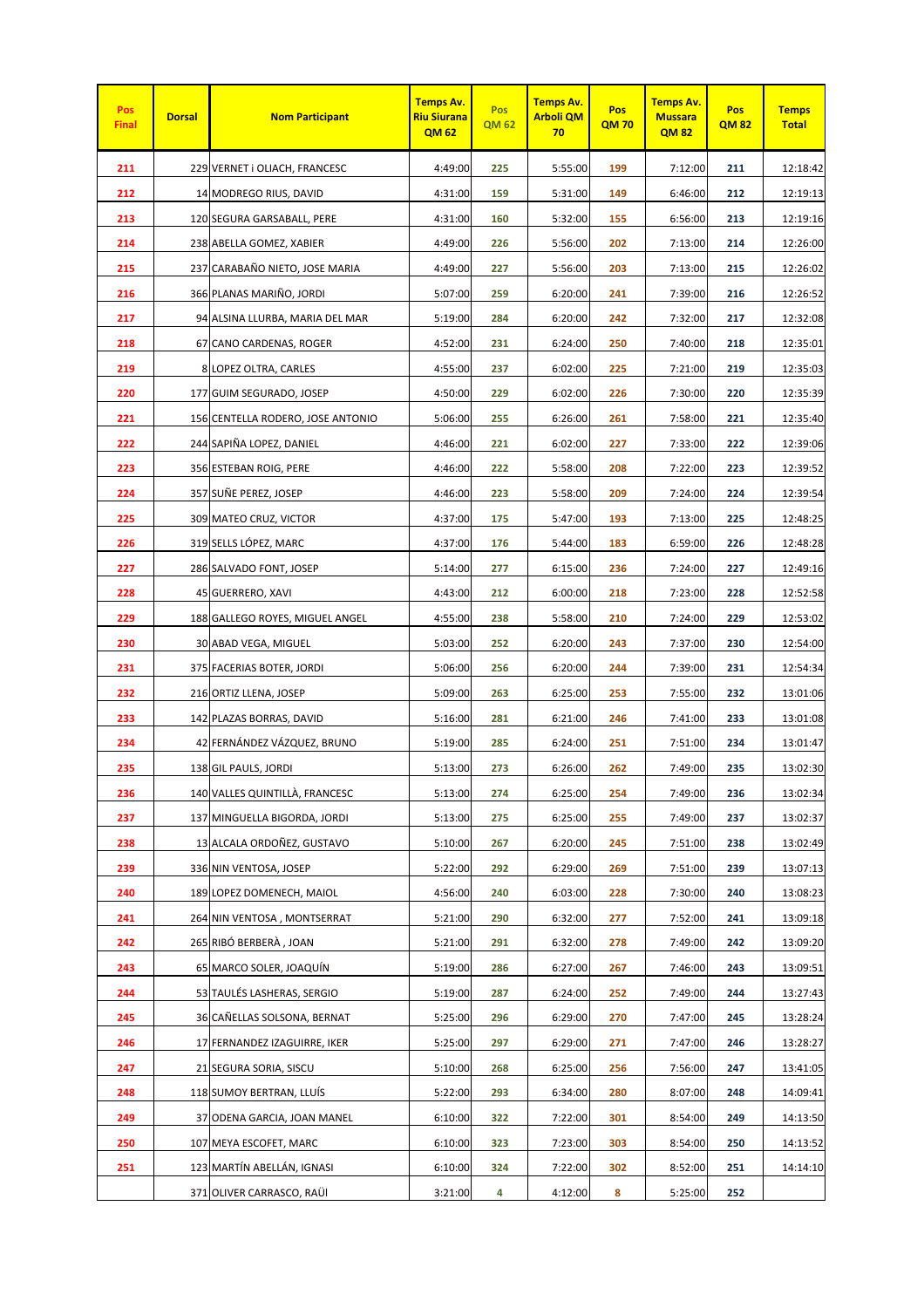| Pos Final | Dorsal | Nom Participant | Temps Av. Riu Siurana QM 62 | Pos QM 62 | Temps Av. Arboli QM 70 | Pos QM 70 | Temps Av. Mussara QM 82 | Pos QM 82 | Temps Total |
|---|---|---|---|---|---|---|---|---|---|
| 211 | 229 | VERNET i OLIACH, FRANCESC | 4:49:00 | 225 | 5:55:00 | 199 | 7:12:00 | 211 | 12:18:42 |
| 212 | 14 | MODREGO RIUS, DAVID | 4:31:00 | 159 | 5:31:00 | 149 | 6:46:00 | 212 | 12:19:13 |
| 213 | 120 | SEGURA GARSABALL, PERE | 4:31:00 | 160 | 5:32:00 | 155 | 6:56:00 | 213 | 12:19:16 |
| 214 | 238 | ABELLA GOMEZ, XABIER | 4:49:00 | 226 | 5:56:00 | 202 | 7:13:00 | 214 | 12:26:00 |
| 215 | 237 | CARABAÑO NIETO, JOSE MARIA | 4:49:00 | 227 | 5:56:00 | 203 | 7:13:00 | 215 | 12:26:02 |
| 216 | 366 | PLANAS MARIÑO, JORDI | 5:07:00 | 259 | 6:20:00 | 241 | 7:39:00 | 216 | 12:26:52 |
| 217 | 94 | ALSINA LLURBA, MARIA DEL MAR | 5:19:00 | 284 | 6:20:00 | 242 | 7:32:00 | 217 | 12:32:08 |
| 218 | 67 | CANO CARDENAS, ROGER | 4:52:00 | 231 | 6:24:00 | 250 | 7:40:00 | 218 | 12:35:01 |
| 219 | 8 | LOPEZ OLTRA, CARLES | 4:55:00 | 237 | 6:02:00 | 225 | 7:21:00 | 219 | 12:35:03 |
| 220 | 177 | GUIM SEGURADO, JOSEP | 4:50:00 | 229 | 6:02:00 | 226 | 7:30:00 | 220 | 12:35:39 |
| 221 | 156 | CENTELLA RODERO, JOSE ANTONIO | 5:06:00 | 255 | 6:26:00 | 261 | 7:58:00 | 221 | 12:35:40 |
| 222 | 244 | SAPIÑA LOPEZ, DANIEL | 4:46:00 | 221 | 6:02:00 | 227 | 7:33:00 | 222 | 12:39:06 |
| 223 | 356 | ESTEBAN ROIG, PERE | 4:46:00 | 222 | 5:58:00 | 208 | 7:22:00 | 223 | 12:39:52 |
| 224 | 357 | SUÑE PEREZ, JOSEP | 4:46:00 | 223 | 5:58:00 | 209 | 7:24:00 | 224 | 12:39:54 |
| 225 | 309 | MATEO CRUZ, VICTOR | 4:37:00 | 175 | 5:47:00 | 193 | 7:13:00 | 225 | 12:48:25 |
| 226 | 319 | SELLS LÓPEZ, MARC | 4:37:00 | 176 | 5:44:00 | 183 | 6:59:00 | 226 | 12:48:28 |
| 227 | 286 | SALVADO FONT, JOSEP | 5:14:00 | 277 | 6:15:00 | 236 | 7:24:00 | 227 | 12:49:16 |
| 228 | 45 | GUERRERO, XAVI | 4:43:00 | 212 | 6:00:00 | 218 | 7:23:00 | 228 | 12:52:58 |
| 229 | 188 | GALLEGO ROYES, MIGUEL ANGEL | 4:55:00 | 238 | 5:58:00 | 210 | 7:24:00 | 229 | 12:53:02 |
| 230 | 30 | ABAD VEGA, MIGUEL | 5:03:00 | 252 | 6:20:00 | 243 | 7:37:00 | 230 | 12:54:00 |
| 231 | 375 | FACERIAS BOTER, JORDI | 5:06:00 | 256 | 6:20:00 | 244 | 7:39:00 | 231 | 12:54:34 |
| 232 | 216 | ORTIZ LLENA, JOSEP | 5:09:00 | 263 | 6:25:00 | 253 | 7:55:00 | 232 | 13:01:06 |
| 233 | 142 | PLAZAS BORRAS, DAVID | 5:16:00 | 281 | 6:21:00 | 246 | 7:41:00 | 233 | 13:01:08 |
| 234 | 42 | FERNÁNDEZ VÁZQUEZ, BRUNO | 5:19:00 | 285 | 6:24:00 | 251 | 7:51:00 | 234 | 13:01:47 |
| 235 | 138 | GIL PAULS, JORDI | 5:13:00 | 273 | 6:26:00 | 262 | 7:49:00 | 235 | 13:02:30 |
| 236 | 140 | VALLES QUINTILLÀ, FRANCESC | 5:13:00 | 274 | 6:25:00 | 254 | 7:49:00 | 236 | 13:02:34 |
| 237 | 137 | MINGUELLA BIGORDA, JORDI | 5:13:00 | 275 | 6:25:00 | 255 | 7:49:00 | 237 | 13:02:37 |
| 238 | 13 | ALCALA ORDOÑEZ, GUSTAVO | 5:10:00 | 267 | 6:20:00 | 245 | 7:51:00 | 238 | 13:02:49 |
| 239 | 336 | NIN VENTOSA, JOSEP | 5:22:00 | 292 | 6:29:00 | 269 | 7:51:00 | 239 | 13:07:13 |
| 240 | 189 | LOPEZ DOMENECH, MAIOL | 4:56:00 | 240 | 6:03:00 | 228 | 7:30:00 | 240 | 13:08:23 |
| 241 | 264 | NIN VENTOSA , MONTSERRAT | 5:21:00 | 290 | 6:32:00 | 277 | 7:52:00 | 241 | 13:09:18 |
| 242 | 265 | RIBÓ BERBERÀ , JOAN | 5:21:00 | 291 | 6:32:00 | 278 | 7:49:00 | 242 | 13:09:20 |
| 243 | 65 | MARCO SOLER, JOAQUÍN | 5:19:00 | 286 | 6:27:00 | 267 | 7:46:00 | 243 | 13:09:51 |
| 244 | 53 | TAULÉS LASHERAS, SERGIO | 5:19:00 | 287 | 6:24:00 | 252 | 7:49:00 | 244 | 13:27:43 |
| 245 | 36 | CAÑELLAS SOLSONA, BERNAT | 5:25:00 | 296 | 6:29:00 | 270 | 7:47:00 | 245 | 13:28:24 |
| 246 | 17 | FERNANDEZ IZAGUIRRE, IKER | 5:25:00 | 297 | 6:29:00 | 271 | 7:47:00 | 246 | 13:28:27 |
| 247 | 21 | SEGURA SORIA, SISCU | 5:10:00 | 268 | 6:25:00 | 256 | 7:56:00 | 247 | 13:41:05 |
| 248 | 118 | SUMOY BERTRAN, LLUÍS | 5:22:00 | 293 | 6:34:00 | 280 | 8:07:00 | 248 | 14:09:41 |
| 249 | 37 | ODENA GARCIA, JOAN MANEL | 6:10:00 | 322 | 7:22:00 | 301 | 8:54:00 | 249 | 14:13:50 |
| 250 | 107 | MEYA ESCOFET, MARC | 6:10:00 | 323 | 7:23:00 | 303 | 8:54:00 | 250 | 14:13:52 |
| 251 | 123 | MARTÍN ABELLÁN, IGNASI | 6:10:00 | 324 | 7:22:00 | 302 | 8:52:00 | 251 | 14:14:10 |
| | 371 | OLIVER CARRASCO, RAÜL | 3:21:00 | 4 | 4:12:00 | 8 | 5:25:00 | 252 | |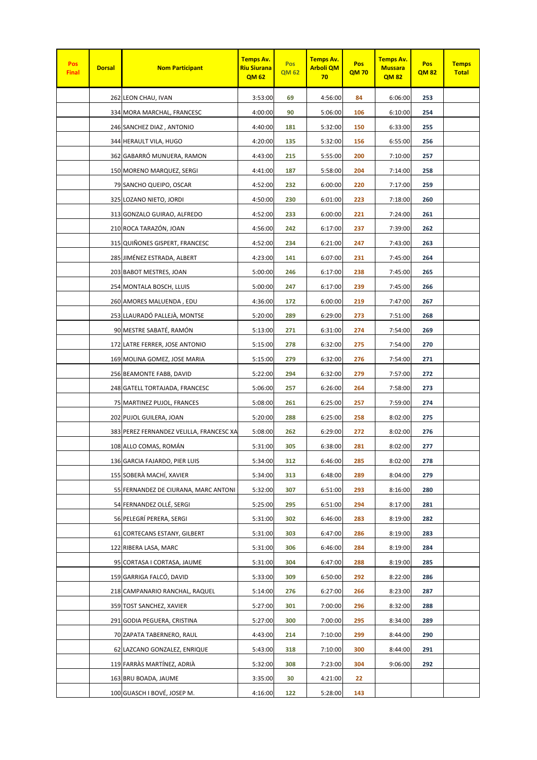| Pos Final | Dorsal | Nom Participant | Temps Av. Riu Siurana QM 62 | Pos QM 62 | Temps Av. Arboli QM 70 | Pos QM 70 | Temps Av. Mussara QM 82 | Pos QM 82 | Temps Total |
|---|---|---|---|---|---|---|---|---|---|
| | 262 | LEON CHAU, IVAN | 3:53:00 | 69 | 4:56:00 | 84 | 6:06:00 | 253 | |
| | 334 | MORA MARCHAL, FRANCESC | 4:00:00 | 90 | 5:06:00 | 106 | 6:10:00 | 254 | |
| | 246 | SANCHEZ DIAZ , ANTONIO | 4:40:00 | 181 | 5:32:00 | 150 | 6:33:00 | 255 | |
| | 344 | HERAULT VILA, HUGO | 4:20:00 | 135 | 5:32:00 | 156 | 6:55:00 | 256 | |
| | 362 | GABARRÓ MUNUERA, RAMON | 4:43:00 | 215 | 5:55:00 | 200 | 7:10:00 | 257 | |
| | 150 | MORENO MARQUEZ, SERGI | 4:41:00 | 187 | 5:58:00 | 204 | 7:14:00 | 258 | |
| | 79 | SANCHO QUEIPO, OSCAR | 4:52:00 | 232 | 6:00:00 | 220 | 7:17:00 | 259 | |
| | 325 | LOZANO NIETO, JORDI | 4:50:00 | 230 | 6:01:00 | 223 | 7:18:00 | 260 | |
| | 313 | GONZALO GUIRAO, ALFREDO | 4:52:00 | 233 | 6:00:00 | 221 | 7:24:00 | 261 | |
| | 210 | ROCA TARAZÓN, JOAN | 4:56:00 | 242 | 6:17:00 | 237 | 7:39:00 | 262 | |
| | 315 | QUIÑONES GISPERT, FRANCESC | 4:52:00 | 234 | 6:21:00 | 247 | 7:43:00 | 263 | |
| | 285 | JIMÉNEZ ESTRADA, ALBERT | 4:23:00 | 141 | 6:07:00 | 231 | 7:45:00 | 264 | |
| | 203 | BABOT MESTRES, JOAN | 5:00:00 | 246 | 6:17:00 | 238 | 7:45:00 | 265 | |
| | 254 | MONTALA BOSCH, LLUIS | 5:00:00 | 247 | 6:17:00 | 239 | 7:45:00 | 266 | |
| | 260 | AMORES MALUENDA , EDU | 4:36:00 | 172 | 6:00:00 | 219 | 7:47:00 | 267 | |
| | 253 | LLAURADÓ PALLEJÀ, MONTSE | 5:20:00 | 289 | 6:29:00 | 273 | 7:51:00 | 268 | |
| | 90 | MESTRE SABATÉ, RAMÓN | 5:13:00 | 271 | 6:31:00 | 274 | 7:54:00 | 269 | |
| | 172 | LATRE FERRER, JOSE ANTONIO | 5:15:00 | 278 | 6:32:00 | 275 | 7:54:00 | 270 | |
| | 169 | MOLINA GOMEZ, JOSE MARIA | 5:15:00 | 279 | 6:32:00 | 276 | 7:54:00 | 271 | |
| | 256 | BEAMONTE FABB, DAVID | 5:22:00 | 294 | 6:32:00 | 279 | 7:57:00 | 272 | |
| | 248 | GATELL TORTAJADA, FRANCESC | 5:06:00 | 257 | 6:26:00 | 264 | 7:58:00 | 273 | |
| | 75 | MARTINEZ PUJOL, FRANCES | 5:08:00 | 261 | 6:25:00 | 257 | 7:59:00 | 274 | |
| | 202 | PUJOL GUILERA, JOAN | 5:20:00 | 288 | 6:25:00 | 258 | 8:02:00 | 275 | |
| | 383 | PEREZ FERNANDEZ VELILLA, FRANCESC XA | 5:08:00 | 262 | 6:29:00 | 272 | 8:02:00 | 276 | |
| | 108 | ALLO COMAS, ROMÁN | 5:31:00 | 305 | 6:38:00 | 281 | 8:02:00 | 277 | |
| | 136 | GARCIA FAJARDO, PIER LUIS | 5:34:00 | 312 | 6:46:00 | 285 | 8:02:00 | 278 | |
| | 155 | SOBERÀ MACHÍ, XAVIER | 5:34:00 | 313 | 6:48:00 | 289 | 8:04:00 | 279 | |
| | 55 | FERNANDEZ DE CIURANA, MARC ANTONI | 5:32:00 | 307 | 6:51:00 | 293 | 8:16:00 | 280 | |
| | 54 | FERNANDEZ OLLÉ, SERGI | 5:25:00 | 295 | 6:51:00 | 294 | 8:17:00 | 281 | |
| | 56 | PELEGRÍ PERERA, SERGI | 5:31:00 | 302 | 6:46:00 | 283 | 8:19:00 | 282 | |
| | 61 | CORTECANS ESTANY, GILBERT | 5:31:00 | 303 | 6:47:00 | 286 | 8:19:00 | 283 | |
| | 122 | RIBERA LASA, MARC | 5:31:00 | 306 | 6:46:00 | 284 | 8:19:00 | 284 | |
| | 95 | CORTASA I CORTASA, JAUME | 5:31:00 | 304 | 6:47:00 | 288 | 8:19:00 | 285 | |
| | 159 | GARRIGA FALCÓ, DAVID | 5:33:00 | 309 | 6:50:00 | 292 | 8:22:00 | 286 | |
| | 218 | CAMPANARIO RANCHAL, RAQUEL | 5:14:00 | 276 | 6:27:00 | 266 | 8:23:00 | 287 | |
| | 359 | TOST SANCHEZ, XAVIER | 5:27:00 | 301 | 7:00:00 | 296 | 8:32:00 | 288 | |
| | 291 | GODIA PEGUERA, CRISTINA | 5:27:00 | 300 | 7:00:00 | 295 | 8:34:00 | 289 | |
| | 70 | ZAPATA TABERNERO, RAUL | 4:43:00 | 214 | 7:10:00 | 299 | 8:44:00 | 290 | |
| | 62 | LAZCANO GONZALEZ, ENRIQUE | 5:43:00 | 318 | 7:10:00 | 300 | 8:44:00 | 291 | |
| | 119 | FARRÀS MARTÍNEZ, ADRIÀ | 5:32:00 | 308 | 7:23:00 | 304 | 9:06:00 | 292 | |
| | 163 | BRU BOADA, JAUME | 3:35:00 | 30 | 4:21:00 | 22 | | | |
| | 100 | GUASCH I BOVÉ, JOSEP M. | 4:16:00 | 122 | 5:28:00 | 143 | | | |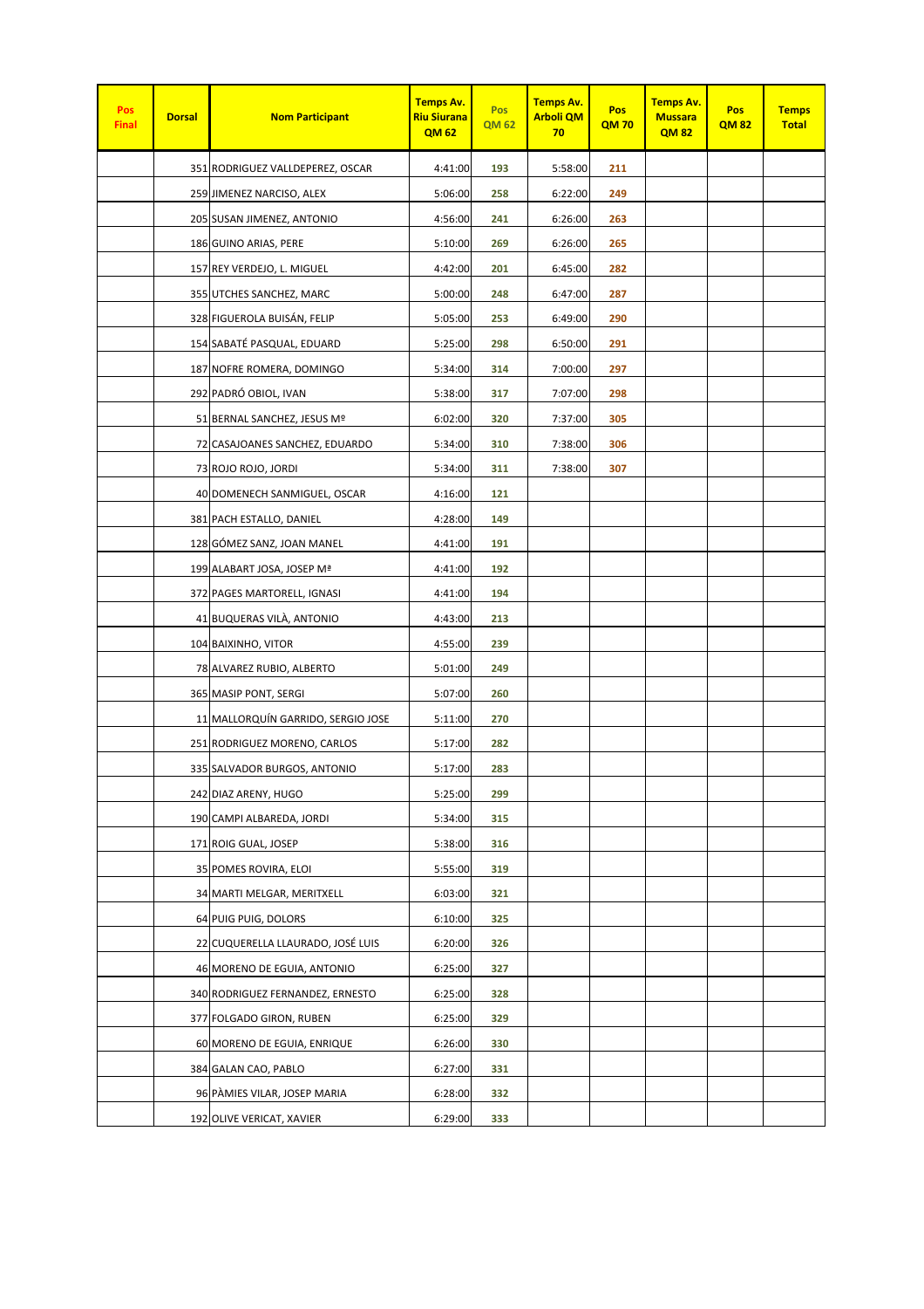| Pos Final | Dorsal | Nom Participant | Temps Av. Riu Siurana QM 62 | Pos QM 62 | Temps Av. Arboli QM 70 | Pos QM 70 | Temps Av. Mussara QM 82 | Pos QM 82 | Temps Total |
|---|---|---|---|---|---|---|---|---|---|
| | 351 | RODRIGUEZ VALLDEPEREZ, OSCAR | 4:41:00 | 193 | 5:58:00 | 211 | | | |
| | 259 | JIMENEZ NARCISO, ALEX | 5:06:00 | 258 | 6:22:00 | 249 | | | |
| | 205 | SUSAN JIMENEZ, ANTONIO | 4:56:00 | 241 | 6:26:00 | 263 | | | |
| | 186 | GUINO ARIAS, PERE | 5:10:00 | 269 | 6:26:00 | 265 | | | |
| | 157 | REY VERDEJO, L. MIGUEL | 4:42:00 | 201 | 6:45:00 | 282 | | | |
| | 355 | UTCHES SANCHEZ, MARC | 5:00:00 | 248 | 6:47:00 | 287 | | | |
| | 328 | FIGUEROLA BUISÁN, FELIP | 5:05:00 | 253 | 6:49:00 | 290 | | | |
| | 154 | SABATÉ PASQUAL, EDUARD | 5:25:00 | 298 | 6:50:00 | 291 | | | |
| | 187 | NOFRE ROMERA, DOMINGO | 5:34:00 | 314 | 7:00:00 | 297 | | | |
| | 292 | PADRÓ OBIOL, IVAN | 5:38:00 | 317 | 7:07:00 | 298 | | | |
| | 51 | BERNAL SANCHEZ, JESUS Mº | 6:02:00 | 320 | 7:37:00 | 305 | | | |
| | 72 | CASAJOANES SANCHEZ, EDUARDO | 5:34:00 | 310 | 7:38:00 | 306 | | | |
| | 73 | ROJO ROJO, JORDI | 5:34:00 | 311 | 7:38:00 | 307 | | | |
| | 40 | DOMENECH SANMIGUEL, OSCAR | 4:16:00 | 121 | | | | | |
| | 381 | PACH ESTALLO, DANIEL | 4:28:00 | 149 | | | | | |
| | 128 | GÓMEZ SANZ, JOAN MANEL | 4:41:00 | 191 | | | | | |
| | 199 | ALABART JOSA, JOSEP Mª | 4:41:00 | 192 | | | | | |
| | 372 | PAGES MARTORELL, IGNASI | 4:41:00 | 194 | | | | | |
| | 41 | BUQUERAS VILÀ, ANTONIO | 4:43:00 | 213 | | | | | |
| | 104 | BAIXINHO, VITOR | 4:55:00 | 239 | | | | | |
| | 78 | ALVAREZ RUBIO, ALBERTO | 5:01:00 | 249 | | | | | |
| | 365 | MASIP PONT, SERGI | 5:07:00 | 260 | | | | | |
| | 11 | MALLORQUÍN GARRIDO, SERGIO JOSE | 5:11:00 | 270 | | | | | |
| | 251 | RODRIGUEZ MORENO, CARLOS | 5:17:00 | 282 | | | | | |
| | 335 | SALVADOR BURGOS, ANTONIO | 5:17:00 | 283 | | | | | |
| | 242 | DIAZ ARENY, HUGO | 5:25:00 | 299 | | | | | |
| | 190 | CAMPI ALBAREDA, JORDI | 5:34:00 | 315 | | | | | |
| | 171 | ROIG GUAL, JOSEP | 5:38:00 | 316 | | | | | |
| | 35 | POMES ROVIRA, ELOI | 5:55:00 | 319 | | | | | |
| | 34 | MARTI MELGAR, MERITXELL | 6:03:00 | 321 | | | | | |
| | 64 | PUIG PUIG, DOLORS | 6:10:00 | 325 | | | | | |
| | 22 | CUQUERELLA LLAURADO, JOSÉ LUIS | 6:20:00 | 326 | | | | | |
| | 46 | MORENO DE EGUIA, ANTONIO | 6:25:00 | 327 | | | | | |
| | 340 | RODRIGUEZ FERNANDEZ, ERNESTO | 6:25:00 | 328 | | | | | |
| | 377 | FOLGADO GIRON, RUBEN | 6:25:00 | 329 | | | | | |
| | 60 | MORENO DE EGUIA, ENRIQUE | 6:26:00 | 330 | | | | | |
| | 384 | GALAN CAO, PABLO | 6:27:00 | 331 | | | | | |
| | 96 | PÀMIES VILAR, JOSEP MARIA | 6:28:00 | 332 | | | | | |
| | 192 | OLIVE VERICAT, XAVIER | 6:29:00 | 333 | | | | | |